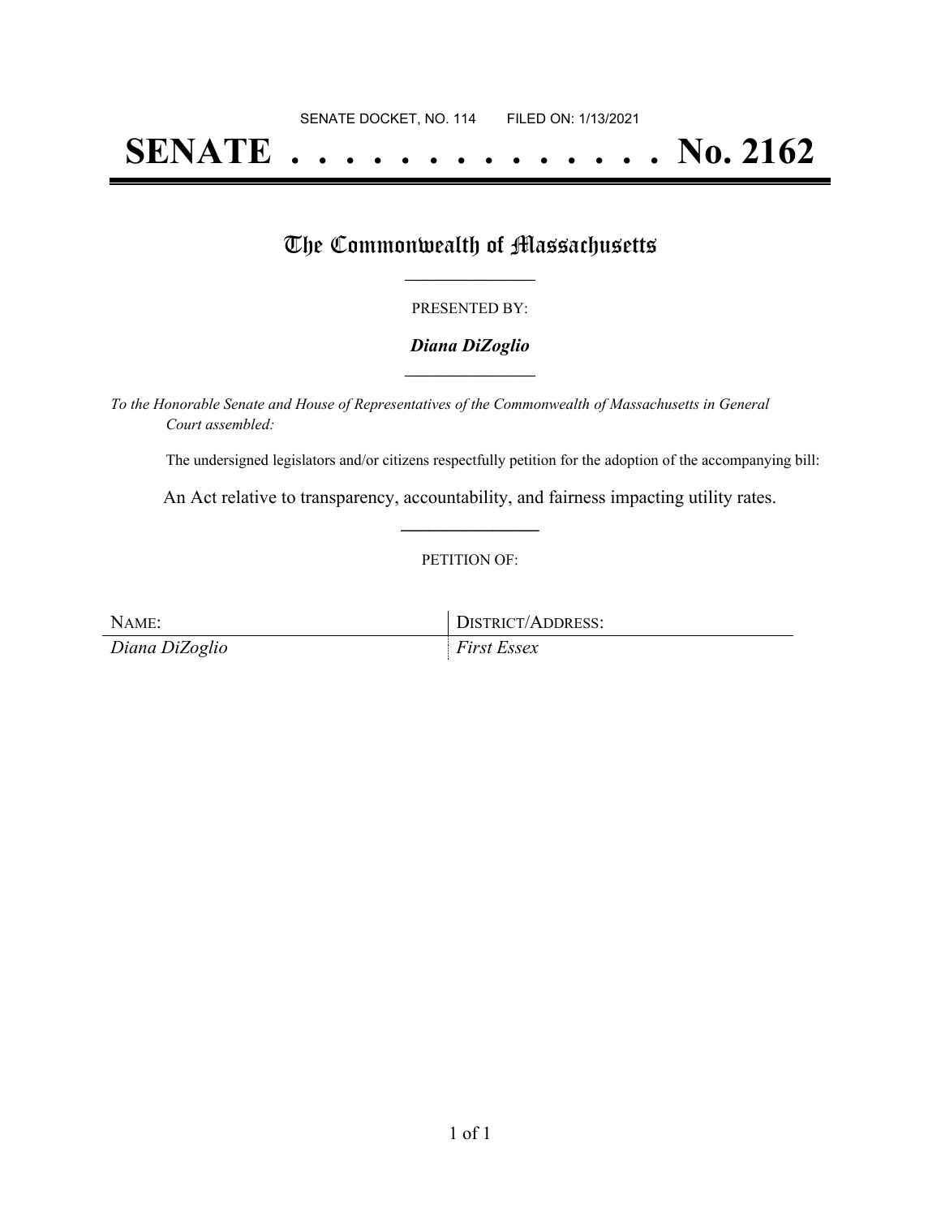SENATE DOCKET, NO. 114        FILED ON: 1/13/2021

# SENATE . . . . . . . . . . . . . . No. 2162

## The Commonwealth of Massachusetts

PRESENTED BY:

***Diana DiZoglio***

*To the Honorable Senate and House of Representatives of the Commonwealth of Massachusetts in General Court assembled:*

The undersigned legislators and/or citizens respectfully petition for the adoption of the accompanying bill:

An Act relative to transparency, accountability, and fairness impacting utility rates.

PETITION OF:

| NAME: | DISTRICT/ADDRESS: |
|---|---|
| *Diana DiZoglio* | *First Essex* |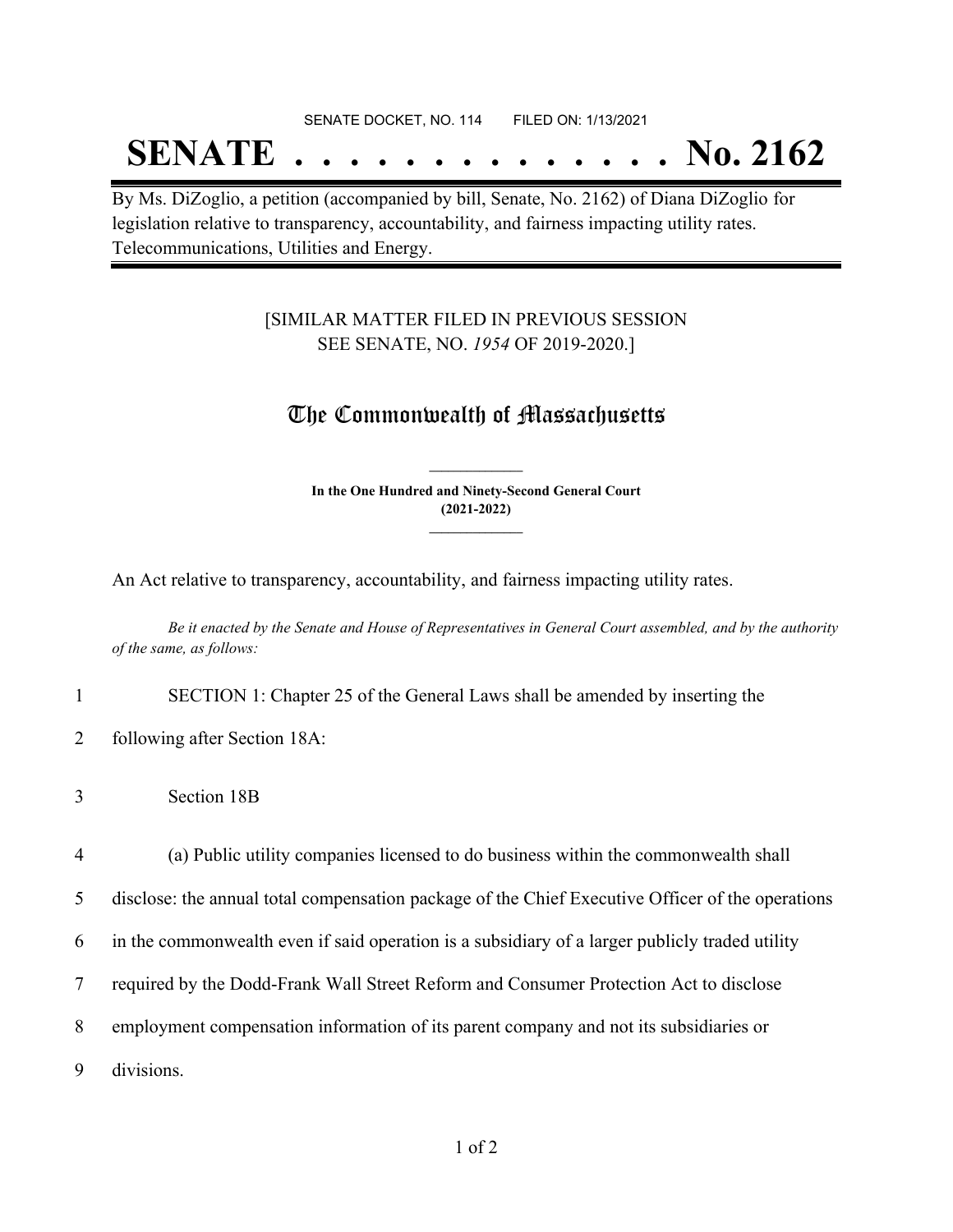SENATE DOCKET, NO. 114        FILED ON: 1/13/2021

# SENATE . . . . . . . . . . . . . . No. 2162

By Ms. DiZoglio, a petition (accompanied by bill, Senate, No. 2162) of Diana DiZoglio for legislation relative to transparency, accountability, and fairness impacting utility rates. Telecommunications, Utilities and Energy.

[SIMILAR MATTER FILED IN PREVIOUS SESSION
SEE SENATE, NO. *1954* OF 2019-2020.]

## The Commonwealth of Massachusetts

**In the One Hundred and Ninety-Second General Court**
**(2021-2022)**

An Act relative to transparency, accountability, and fairness impacting utility rates.

*Be it enacted by the Senate and House of Representatives in General Court assembled, and by the authority of the same, as follows:*

1 SECTION 1: Chapter 25 of the General Laws shall be amended by inserting the

2 following after Section 18A:

3 Section 18B

4 (a) Public utility companies licensed to do business within the commonwealth shall

5 disclose: the annual total compensation package of the Chief Executive Officer of the operations

6 in the commonwealth even if said operation is a subsidiary of a larger publicly traded utility

7 required by the Dodd-Frank Wall Street Reform and Consumer Protection Act to disclose

8 employment compensation information of its parent company and not its subsidiaries or

9 divisions.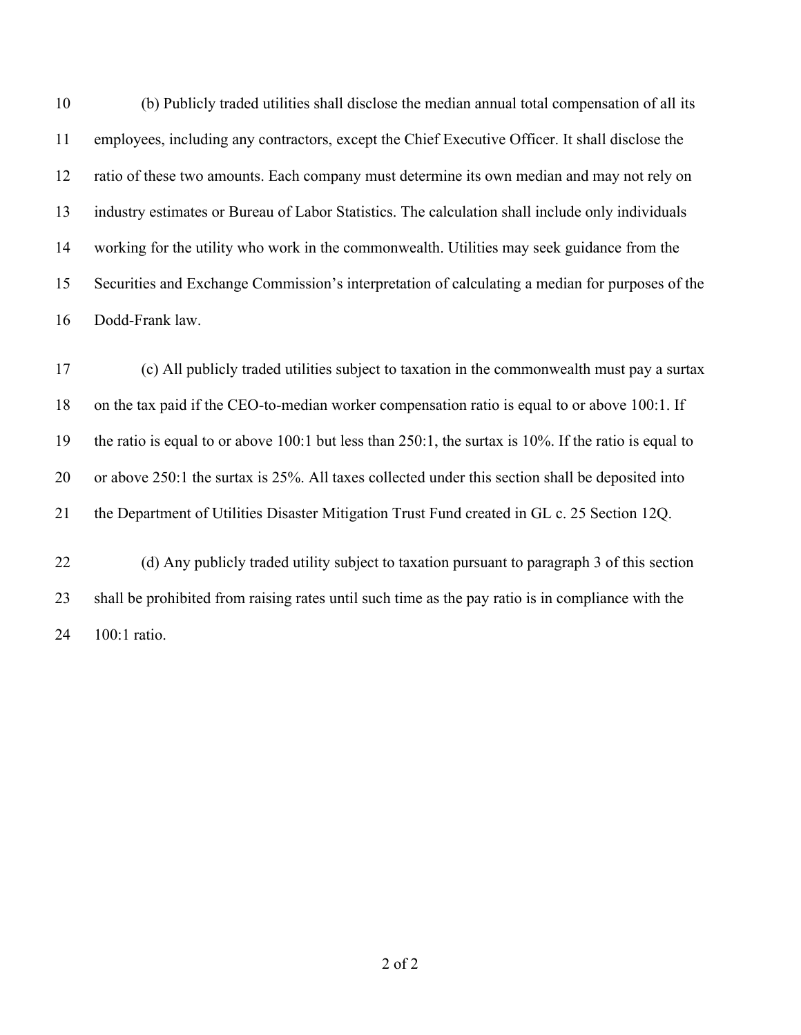(b) Publicly traded utilities shall disclose the median annual total compensation of all its employees, including any contractors, except the Chief Executive Officer. It shall disclose the ratio of these two amounts. Each company must determine its own median and may not rely on industry estimates or Bureau of Labor Statistics. The calculation shall include only individuals working for the utility who work in the commonwealth. Utilities may seek guidance from the Securities and Exchange Commission's interpretation of calculating a median for purposes of the Dodd-Frank law.

(c) All publicly traded utilities subject to taxation in the commonwealth must pay a surtax on the tax paid if the CEO-to-median worker compensation ratio is equal to or above 100:1. If the ratio is equal to or above 100:1 but less than 250:1, the surtax is 10%. If the ratio is equal to or above 250:1 the surtax is 25%. All taxes collected under this section shall be deposited into the Department of Utilities Disaster Mitigation Trust Fund created in GL c. 25 Section 12Q.

(d) Any publicly traded utility subject to taxation pursuant to paragraph 3 of this section shall be prohibited from raising rates until such time as the pay ratio is in compliance with the 100:1 ratio.